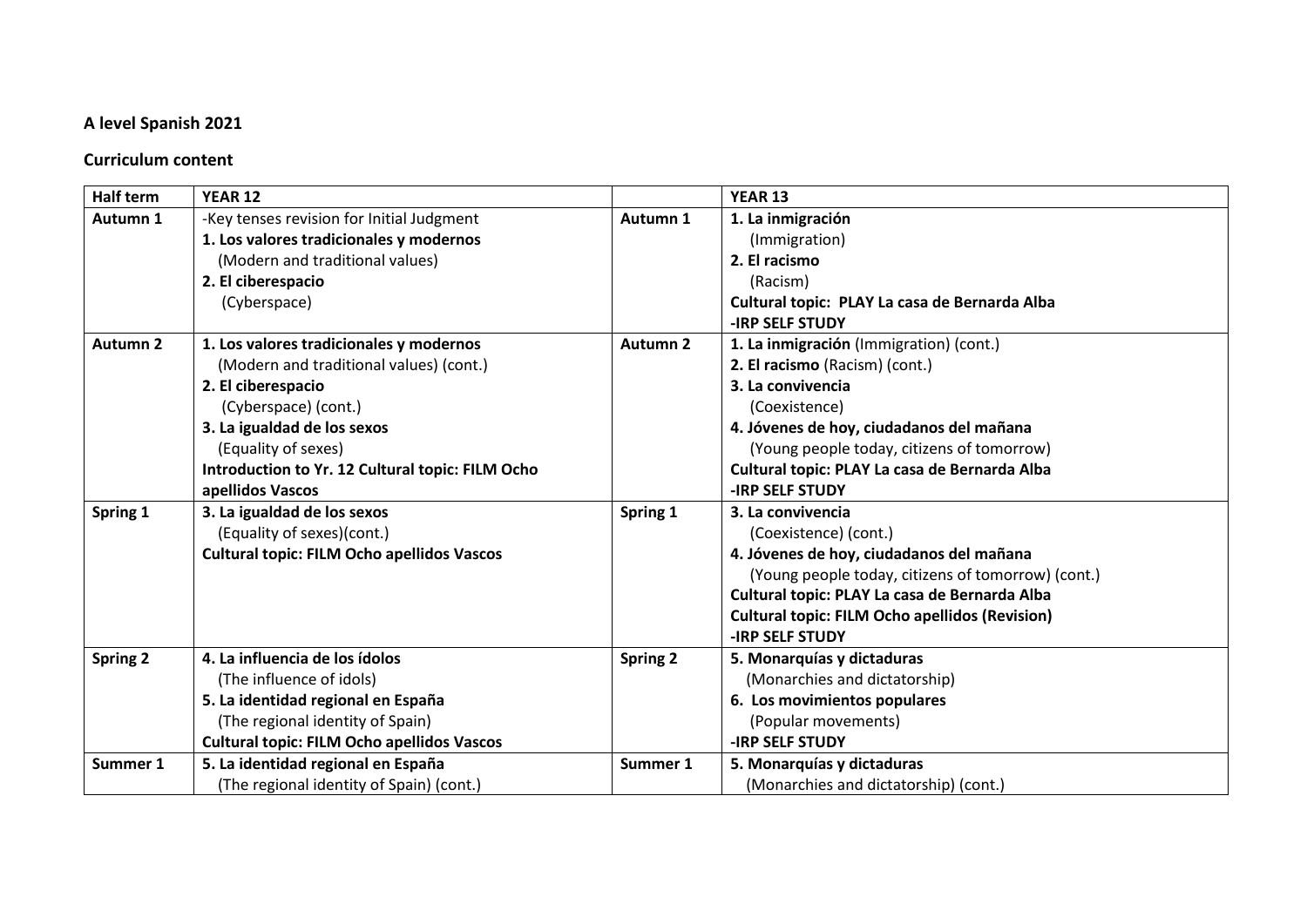**A level Spanish 2021**

**Curriculum content**

| Half term | YEAR 12 | | YEAR 13 |
|---|---|---|---|
| **Autumn 1** | -Key tenses revision for Initial Judgment<br>**1. Los valores tradicionales y modernos**<br>(Modern and traditional values)<br>**2. El ciberespacio**<br>(Cyberspace) | **Autumn 1** | **1. La inmigración**<br>(Immigration)<br>**2. El racismo**<br>(Racism)<br>**Cultural topic: PLAY La casa de Bernarda Alba**<br>**-IRP SELF STUDY** |
| **Autumn 2** | **1. Los valores tradicionales y modernos**<br>(Modern and traditional values) (cont.)<br>**2. El ciberespacio**<br>(Cyberspace) (cont.)<br>**3. La igualdad de los sexos**<br>(Equality of sexes)<br>**Introduction to Yr. 12 Cultural topic: FILM Ocho apellidos Vascos** | **Autumn 2** | **1. La inmigración** (Immigration) (cont.)<br>**2. El racismo** (Racism) (cont.)<br>**3. La convivencia**<br>(Coexistence)<br>**4. Jóvenes de hoy, ciudadanos del mañana**<br>(Young people today, citizens of tomorrow)<br>**Cultural topic: PLAY La casa de Bernarda Alba**<br>**-IRP SELF STUDY** |
| **Spring 1** | **3. La igualdad de los sexos**<br>(Equality of sexes)(cont.)<br>**Cultural topic: FILM Ocho apellidos Vascos** | **Spring 1** | **3. La convivencia**<br>(Coexistence) (cont.)<br>**4. Jóvenes de hoy, ciudadanos del mañana**<br>(Young people today, citizens of tomorrow) (cont.)<br>**Cultural topic: PLAY La casa de Bernarda Alba**<br>**Cultural topic: FILM Ocho apellidos Vascos (Revision)**<br>**-IRP SELF STUDY** |
| **Spring 2** | **4. La influencia de los ídolos**<br>(The influence of idols)<br>**5. La identidad regional en España**<br>(The regional identity of Spain)<br>**Cultural topic: FILM Ocho apellidos Vascos** | **Spring 2** | **5. Monarquías y dictaduras**<br>(Monarchies and dictatorship)<br>**6. Los movimientos populares**<br>(Popular movements)<br>**-IRP SELF STUDY** |
| **Summer 1** | **5. La identidad regional en España**<br>(The regional identity of Spain) (cont.) | **Summer 1** | **5. Monarquías y dictaduras**<br>(Monarchies and dictatorship) (cont.) |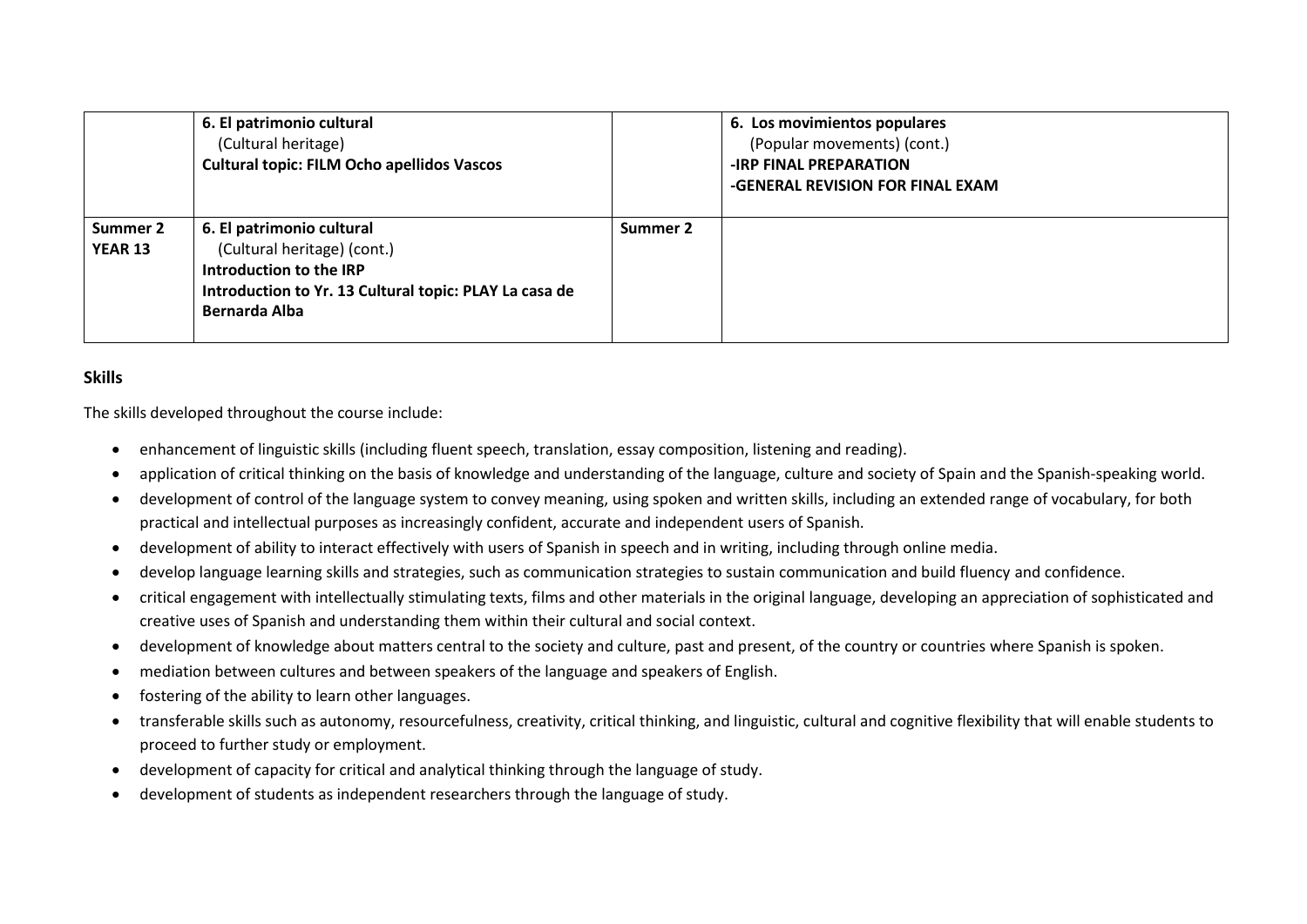| | | | |
|---|---|---|---|
| | **6. El patrimonio cultural**<br>(Cultural heritage)<br>**Cultural topic: FILM Ocho apellidos Vascos** | | **6. Los movimientos populares**<br>(Popular movements) (cont.)<br>**-IRP FINAL PREPARATION**<br>**-GENERAL REVISION FOR FINAL EXAM** |
| **Summer 2 YEAR 13** | **6. El patrimonio cultural**<br>(Cultural heritage) (cont.)<br>**Introduction to the IRP**<br>**Introduction to Yr. 13 Cultural topic: PLAY La casa de Bernarda Alba** | **Summer 2** | |

## Skills

The skills developed throughout the course include:

- enhancement of linguistic skills (including fluent speech, translation, essay composition, listening and reading).
- application of critical thinking on the basis of knowledge and understanding of the language, culture and society of Spain and the Spanish-speaking world.
- development of control of the language system to convey meaning, using spoken and written skills, including an extended range of vocabulary, for both practical and intellectual purposes as increasingly confident, accurate and independent users of Spanish.
- development of ability to interact effectively with users of Spanish in speech and in writing, including through online media.
- develop language learning skills and strategies, such as communication strategies to sustain communication and build fluency and confidence.
- critical engagement with intellectually stimulating texts, films and other materials in the original language, developing an appreciation of sophisticated and creative uses of Spanish and understanding them within their cultural and social context.
- development of knowledge about matters central to the society and culture, past and present, of the country or countries where Spanish is spoken.
- mediation between cultures and between speakers of the language and speakers of English.
- fostering of the ability to learn other languages.
- transferable skills such as autonomy, resourcefulness, creativity, critical thinking, and linguistic, cultural and cognitive flexibility that will enable students to proceed to further study or employment.
- development of capacity for critical and analytical thinking through the language of study.
- development of students as independent researchers through the language of study.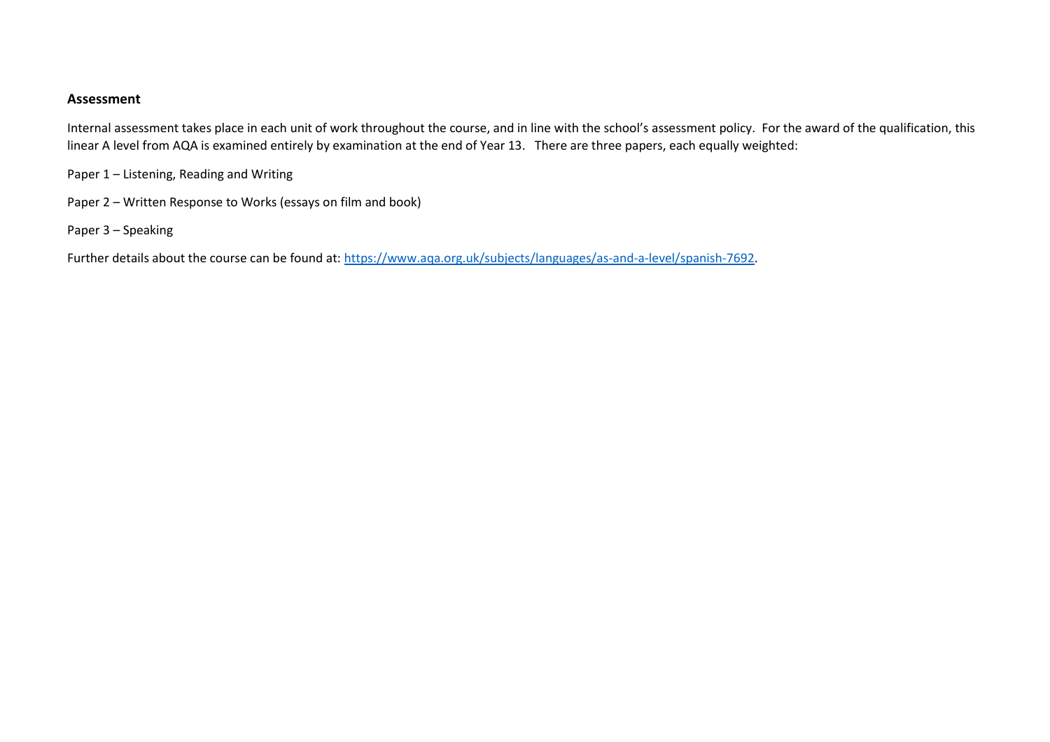**Assessment**

Internal assessment takes place in each unit of work throughout the course, and in line with the school's assessment policy. For the award of the qualification, this linear A level from AQA is examined entirely by examination at the end of Year 13. There are three papers, each equally weighted:

Paper 1 – Listening, Reading and Writing

Paper 2 – Written Response to Works (essays on film and book)

Paper 3 – Speaking

Further details about the course can be found at: [https://www.aqa.org.uk/subjects/languages/as-and-a-level/spanish-7692](https://www.aqa.org.uk/subjects/languages/as-and-a-level/spanish-7692).